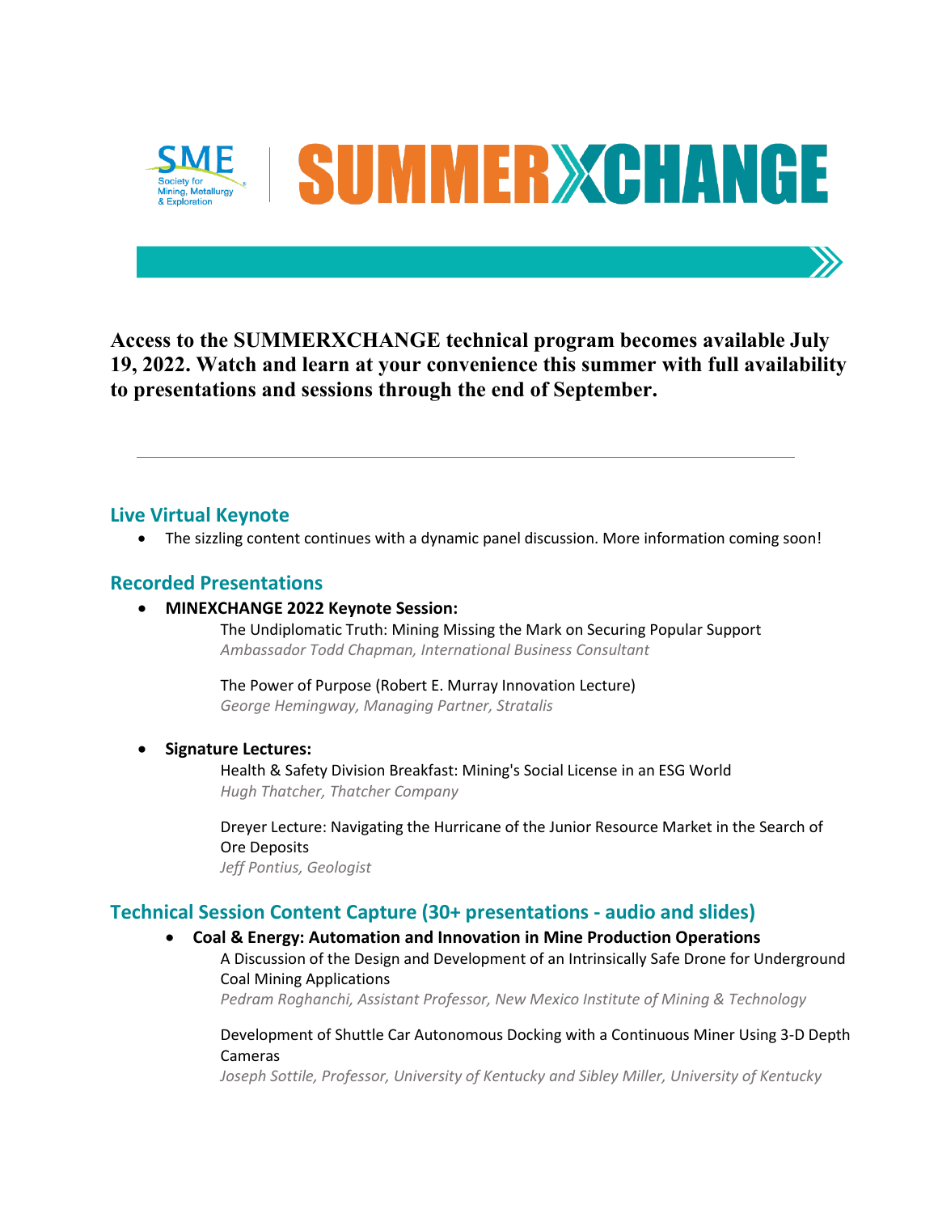# SME Society for Mining, Metallurgy & Exploration | SUMMERXCHANGE

**Access to the SUMMERXCHANGE technical program becomes available July 19, 2022. Watch and learn at your convenience this summer with full availability to presentations and sessions through the end of September.**

---

## Live Virtual Keynote

- The sizzling content continues with a dynamic panel discussion. More information coming soon!

## Recorded Presentations

- **MINEXCHANGE 2022 Keynote Session:**

  The Undiplomatic Truth: Mining Missing the Mark on Securing Popular Support
  *Ambassador Todd Chapman, International Business Consultant*

  The Power of Purpose (Robert E. Murray Innovation Lecture)
  *George Hemingway, Managing Partner, Stratalis*

- **Signature Lectures:**

  Health & Safety Division Breakfast: Mining's Social License in an ESG World
  *Hugh Thatcher, Thatcher Company*

  Dreyer Lecture: Navigating the Hurricane of the Junior Resource Market in the Search of Ore Deposits
  *Jeff Pontius, Geologist*

## Technical Session Content Capture (30+ presentations - audio and slides)

- **Coal & Energy: Automation and Innovation in Mine Production Operations**

  A Discussion of the Design and Development of an Intrinsically Safe Drone for Underground Coal Mining Applications
  *Pedram Roghanchi, Assistant Professor, New Mexico Institute of Mining & Technology*

  Development of Shuttle Car Autonomous Docking with a Continuous Miner Using 3-D Depth Cameras
  *Joseph Sottile, Professor, University of Kentucky and Sibley Miller, University of Kentucky*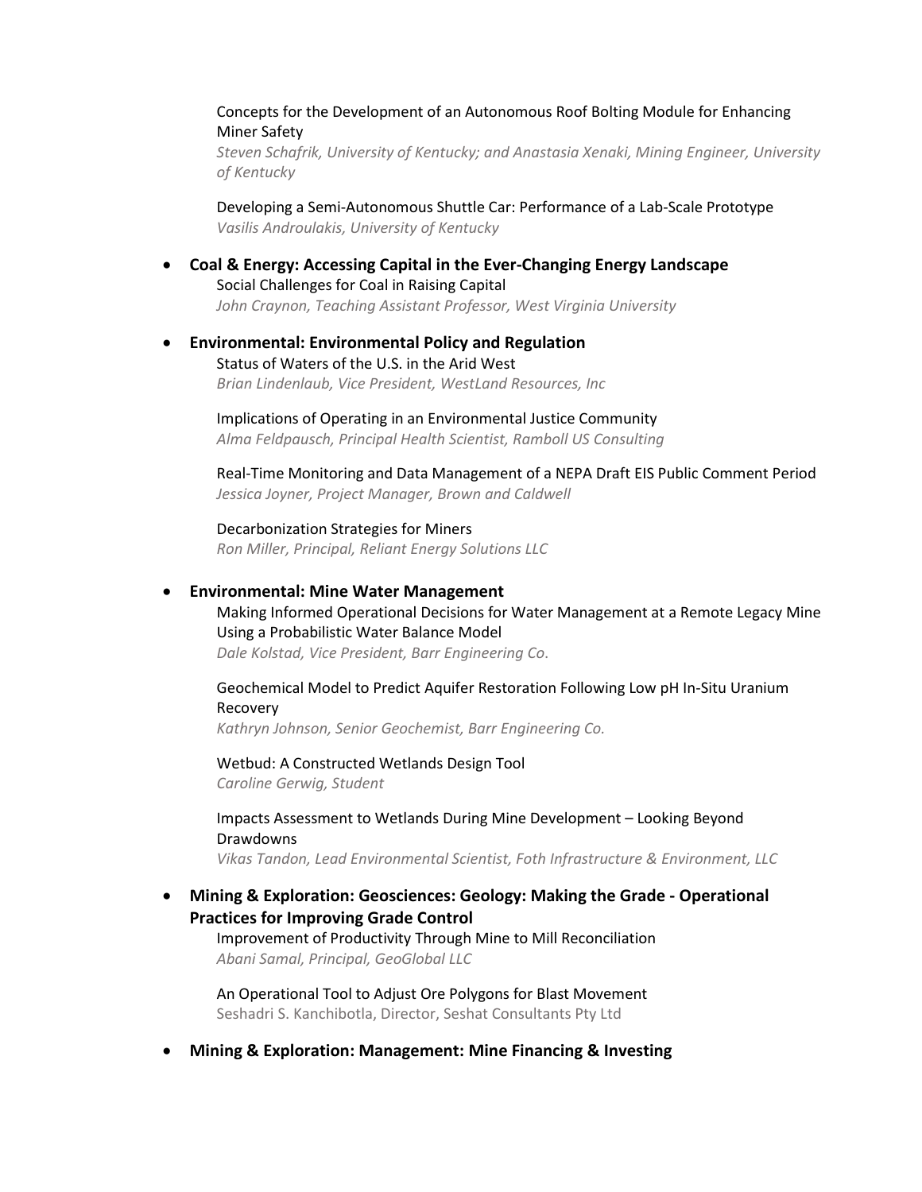Concepts for the Development of an Autonomous Roof Bolting Module for Enhancing Miner Safety
*Steven Schafrik, University of Kentucky; and Anastasia Xenaki, Mining Engineer, University of Kentucky*

Developing a Semi-Autonomous Shuttle Car: Performance of a Lab-Scale Prototype
*Vasilis Androulakis, University of Kentucky*

- **Coal & Energy: Accessing Capital in the Ever-Changing Energy Landscape**

  Social Challenges for Coal in Raising Capital
  *John Craynon, Teaching Assistant Professor, West Virginia University*

- **Environmental: Environmental Policy and Regulation**

  Status of Waters of the U.S. in the Arid West
  *Brian Lindenlaub, Vice President, WestLand Resources, Inc*

  Implications of Operating in an Environmental Justice Community
  *Alma Feldpausch, Principal Health Scientist, Ramboll US Consulting*

  Real-Time Monitoring and Data Management of a NEPA Draft EIS Public Comment Period
  *Jessica Joyner, Project Manager, Brown and Caldwell*

  Decarbonization Strategies for Miners
  *Ron Miller, Principal, Reliant Energy Solutions LLC*

- **Environmental: Mine Water Management**

  Making Informed Operational Decisions for Water Management at a Remote Legacy Mine Using a Probabilistic Water Balance Model
  *Dale Kolstad, Vice President, Barr Engineering Co.*

  Geochemical Model to Predict Aquifer Restoration Following Low pH In-Situ Uranium Recovery
  *Kathryn Johnson, Senior Geochemist, Barr Engineering Co.*

  Wetbud: A Constructed Wetlands Design Tool
  *Caroline Gerwig, Student*

  Impacts Assessment to Wetlands During Mine Development – Looking Beyond Drawdowns
  *Vikas Tandon, Lead Environmental Scientist, Foth Infrastructure & Environment, LLC*

- **Mining & Exploration: Geosciences: Geology: Making the Grade - Operational Practices for Improving Grade Control**

  Improvement of Productivity Through Mine to Mill Reconciliation
  *Abani Samal, Principal, GeoGlobal LLC*

  An Operational Tool to Adjust Ore Polygons for Blast Movement
  Seshadri S. Kanchibotla, Director, Seshat Consultants Pty Ltd

- **Mining & Exploration: Management: Mine Financing & Investing**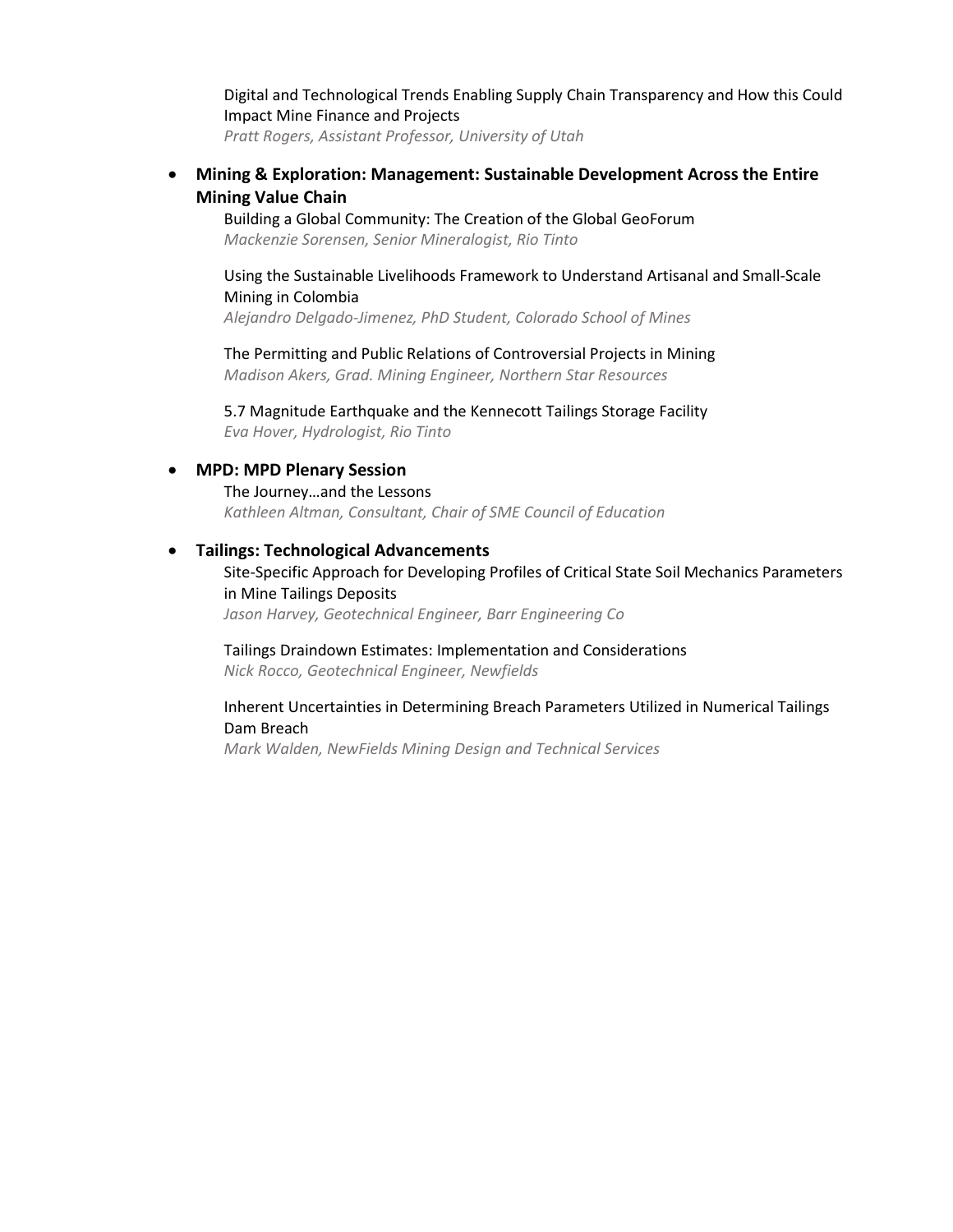Digital and Technological Trends Enabling Supply Chain Transparency and How this Could Impact Mine Finance and Projects
*Pratt Rogers, Assistant Professor, University of Utah*

- **Mining & Exploration: Management: Sustainable Development Across the Entire Mining Value Chain**

  Building a Global Community: The Creation of the Global GeoForum
  *Mackenzie Sorensen, Senior Mineralogist, Rio Tinto*

  Using the Sustainable Livelihoods Framework to Understand Artisanal and Small-Scale Mining in Colombia
  *Alejandro Delgado-Jimenez, PhD Student, Colorado School of Mines*

  The Permitting and Public Relations of Controversial Projects in Mining
  *Madison Akers, Grad. Mining Engineer, Northern Star Resources*

  5.7 Magnitude Earthquake and the Kennecott Tailings Storage Facility
  *Eva Hover, Hydrologist, Rio Tinto*

- **MPD: MPD Plenary Session**

  The Journey…and the Lessons
  *Kathleen Altman, Consultant, Chair of SME Council of Education*

- **Tailings: Technological Advancements**

  Site-Specific Approach for Developing Profiles of Critical State Soil Mechanics Parameters in Mine Tailings Deposits
  *Jason Harvey, Geotechnical Engineer, Barr Engineering Co*

  Tailings Draindown Estimates: Implementation and Considerations
  *Nick Rocco, Geotechnical Engineer, Newfields*

  Inherent Uncertainties in Determining Breach Parameters Utilized in Numerical Tailings Dam Breach
  *Mark Walden, NewFields Mining Design and Technical Services*